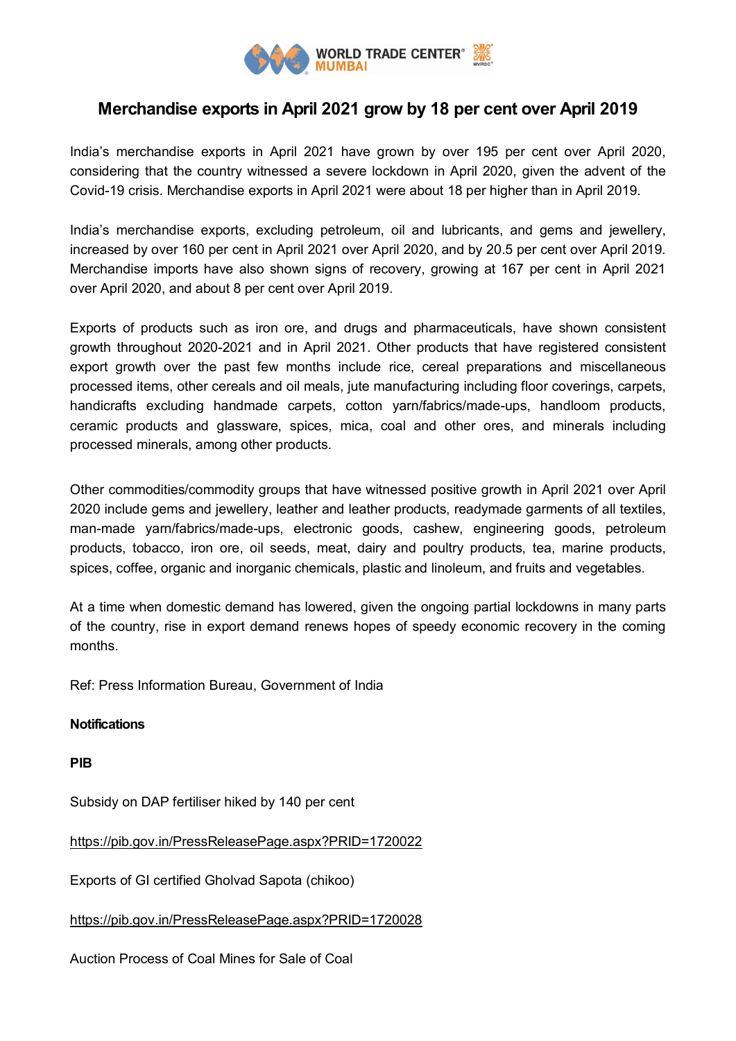# Merchandise exports in April 2021 grow by 18 per cent over April 2019

India's merchandise exports in April 2021 have grown by over 195 per cent over April 2020, considering that the country witnessed a severe lockdown in April 2020, given the advent of the Covid-19 crisis. Merchandise exports in April 2021 were about 18 per higher than in April 2019.

India's merchandise exports, excluding petroleum, oil and lubricants, and gems and jewellery, increased by over 160 per cent in April 2021 over April 2020, and by 20.5 per cent over April 2019. Merchandise imports have also shown signs of recovery, growing at 167 per cent in April 2021 over April 2020, and about 8 per cent over April 2019.

Exports of products such as iron ore, and drugs and pharmaceuticals, have shown consistent growth throughout 2020-2021 and in April 2021. Other products that have registered consistent export growth over the past few months include rice, cereal preparations and miscellaneous processed items, other cereals and oil meals, jute manufacturing including floor coverings, carpets, handicrafts excluding handmade carpets, cotton yarn/fabrics/made-ups, handloom products, ceramic products and glassware, spices, mica, coal and other ores, and minerals including processed minerals, among other products.

Other commodities/commodity groups that have witnessed positive growth in April 2021 over April 2020 include gems and jewellery, leather and leather products, readymade garments of all textiles, man-made yarn/fabrics/made-ups, electronic goods, cashew, engineering goods, petroleum products, tobacco, iron ore, oil seeds, meat, dairy and poultry products, tea, marine products, spices, coffee, organic and inorganic chemicals, plastic and linoleum, and fruits and vegetables.

At a time when domestic demand has lowered, given the ongoing partial lockdowns in many parts of the country, rise in export demand renews hopes of speedy economic recovery in the coming months.

Ref: Press Information Bureau, Government of India

**Notifications**

**PIB**

Subsidy on DAP fertiliser hiked by 140 per cent

https://pib.gov.in/PressReleasePage.aspx?PRID=1720022

Exports of GI certified Gholvad Sapota (chikoo)

https://pib.gov.in/PressReleasePage.aspx?PRID=1720028

Auction Process of Coal Mines for Sale of Coal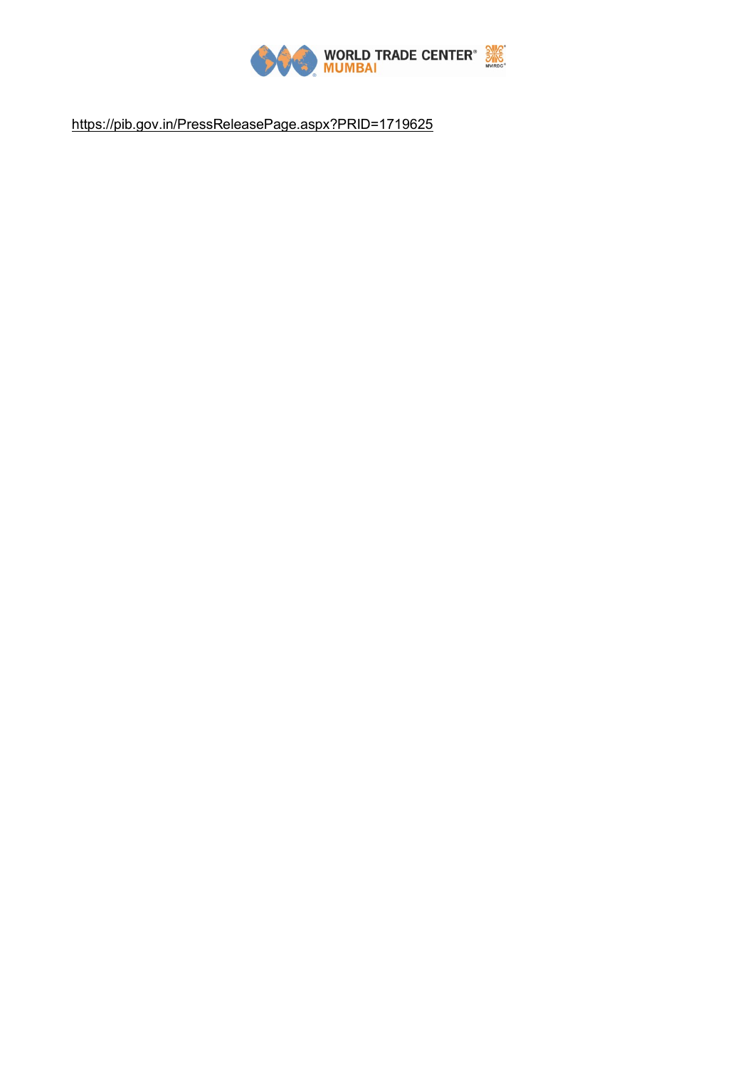https://pib.gov.in/PressReleasePage.aspx?PRID=1719625